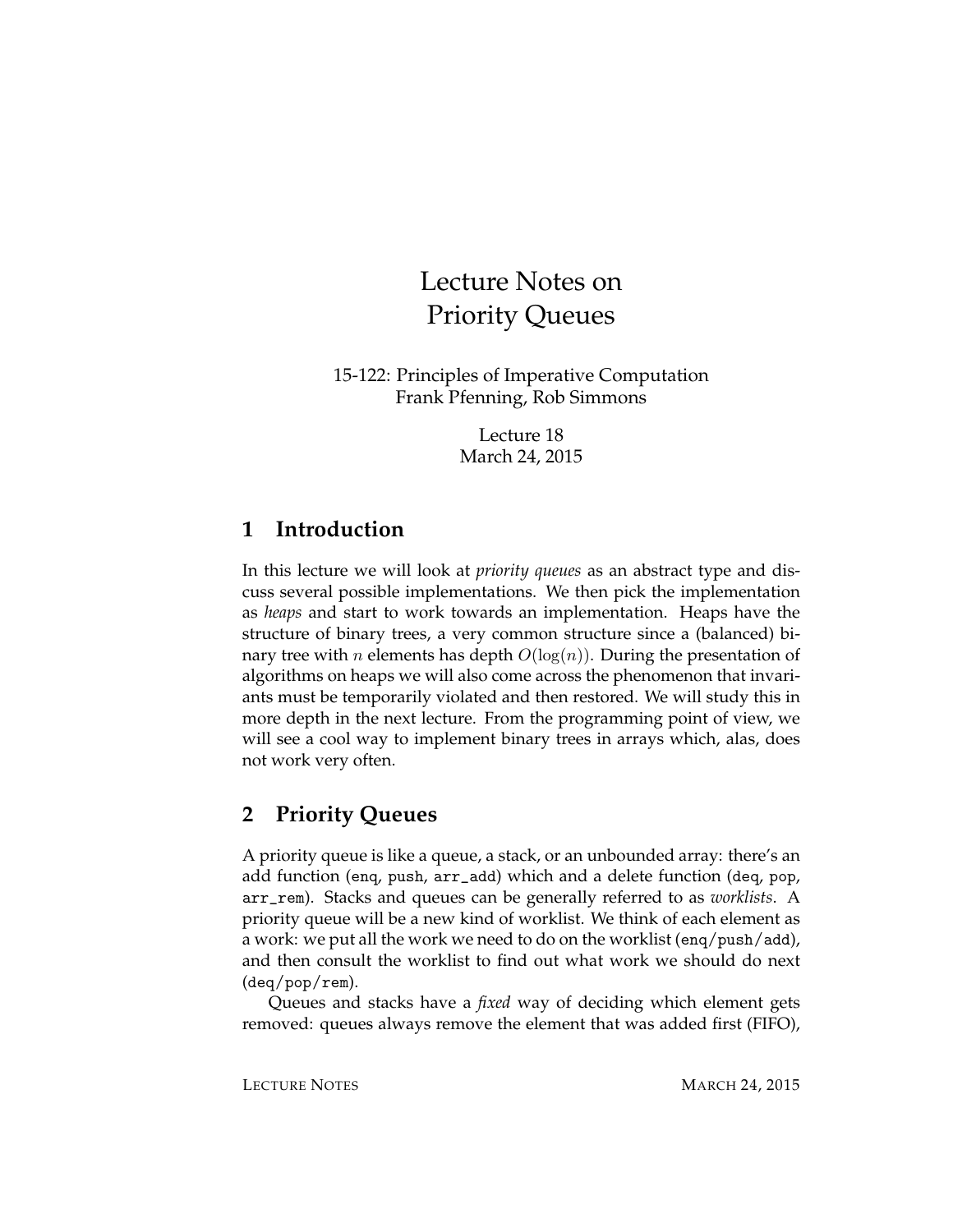# Lecture Notes on Priority Queues

15-122: Principles of Imperative Computation
Frank Pfenning, Rob Simmons

Lecture 18
March 24, 2015

## 1 Introduction

In this lecture we will look at *priority queues* as an abstract type and discuss several possible implementations. We then pick the implementation as *heaps* and start to work towards an implementation. Heaps have the structure of binary trees, a very common structure since a (balanced) binary tree with $n$ elements has depth $O(\log(n))$. During the presentation of algorithms on heaps we will also come across the phenomenon that invariants must be temporarily violated and then restored. We will study this in more depth in the next lecture. From the programming point of view, we will see a cool way to implement binary trees in arrays which, alas, does not work very often.

## 2 Priority Queues

A priority queue is like a queue, a stack, or an unbounded array: there's an add function (`enq`, `push`, `arr_add`) which and a delete function (`deq`, `pop`, `arr_rem`). Stacks and queues can be generally referred to as *worklists*. A priority queue will be a new kind of worklist. We think of each element as a work: we put all the work we need to do on the worklist (`enq/push/add`), and then consult the worklist to find out what work we should do next (`deq/pop/rem`).

Queues and stacks have a *fixed* way of deciding which element gets removed: queues always remove the element that was added first (FIFO),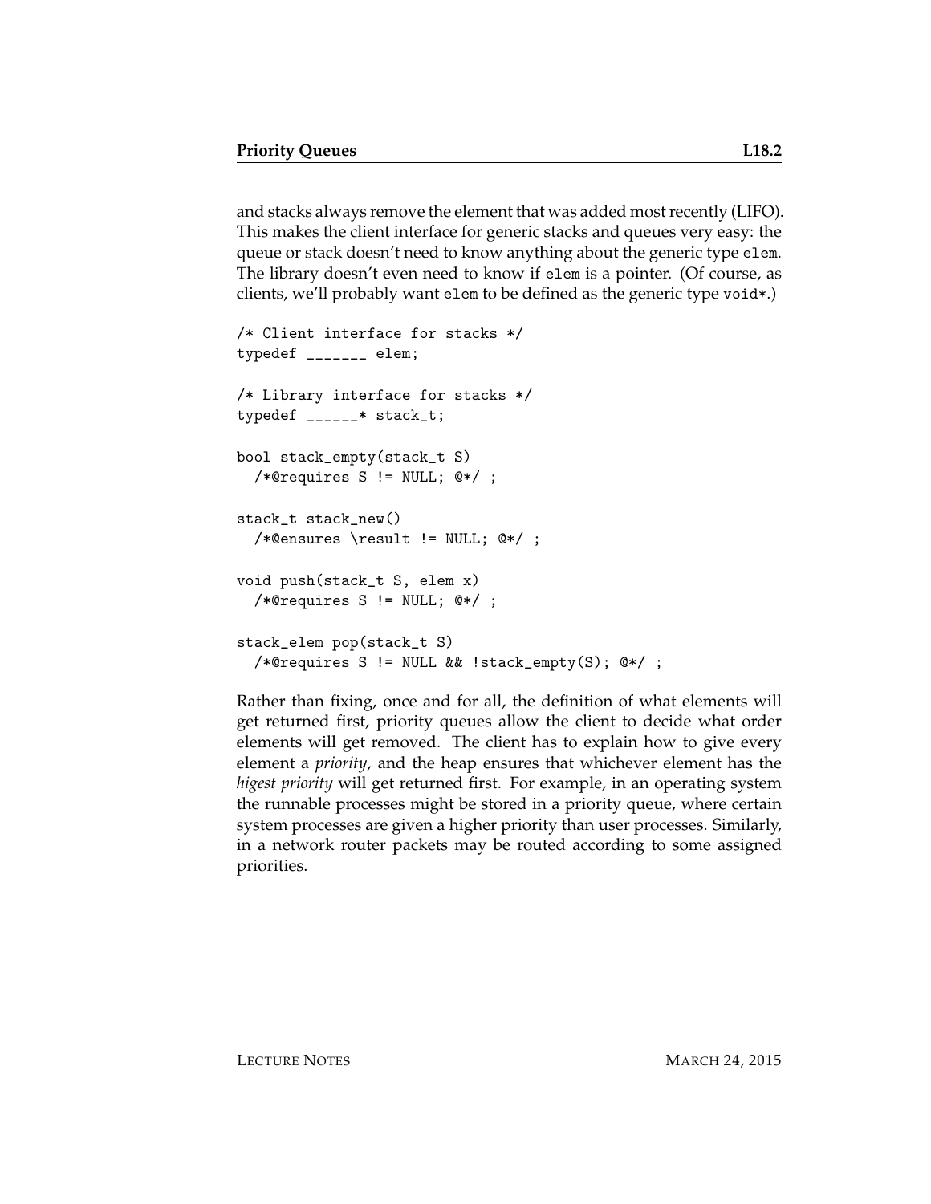and stacks always remove the element that was added most recently (LIFO). This makes the client interface for generic stacks and queues very easy: the queue or stack doesn't need to know anything about the generic type `elem`. The library doesn't even need to know if `elem` is a pointer. (Of course, as clients, we'll probably want `elem` to be defined as the generic type `void*`.)

```
/* Client interface for stacks */
typedef _______ elem;

/* Library interface for stacks */
typedef ______* stack_t;

bool stack_empty(stack_t S)
  /*@requires S != NULL; @*/ ;

stack_t stack_new()
  /*@ensures \result != NULL; @*/ ;

void push(stack_t S, elem x)
  /*@requires S != NULL; @*/ ;

stack_elem pop(stack_t S)
  /*@requires S != NULL && !stack_empty(S); @*/ ;
```

Rather than fixing, once and for all, the definition of what elements will get returned first, priority queues allow the client to decide what order elements will get removed. The client has to explain how to give every element a *priority*, and the heap ensures that whichever element has the *higest priority* will get returned first. For example, in an operating system the runnable processes might be stored in a priority queue, where certain system processes are given a higher priority than user processes. Similarly, in a network router packets may be routed according to some assigned priorities.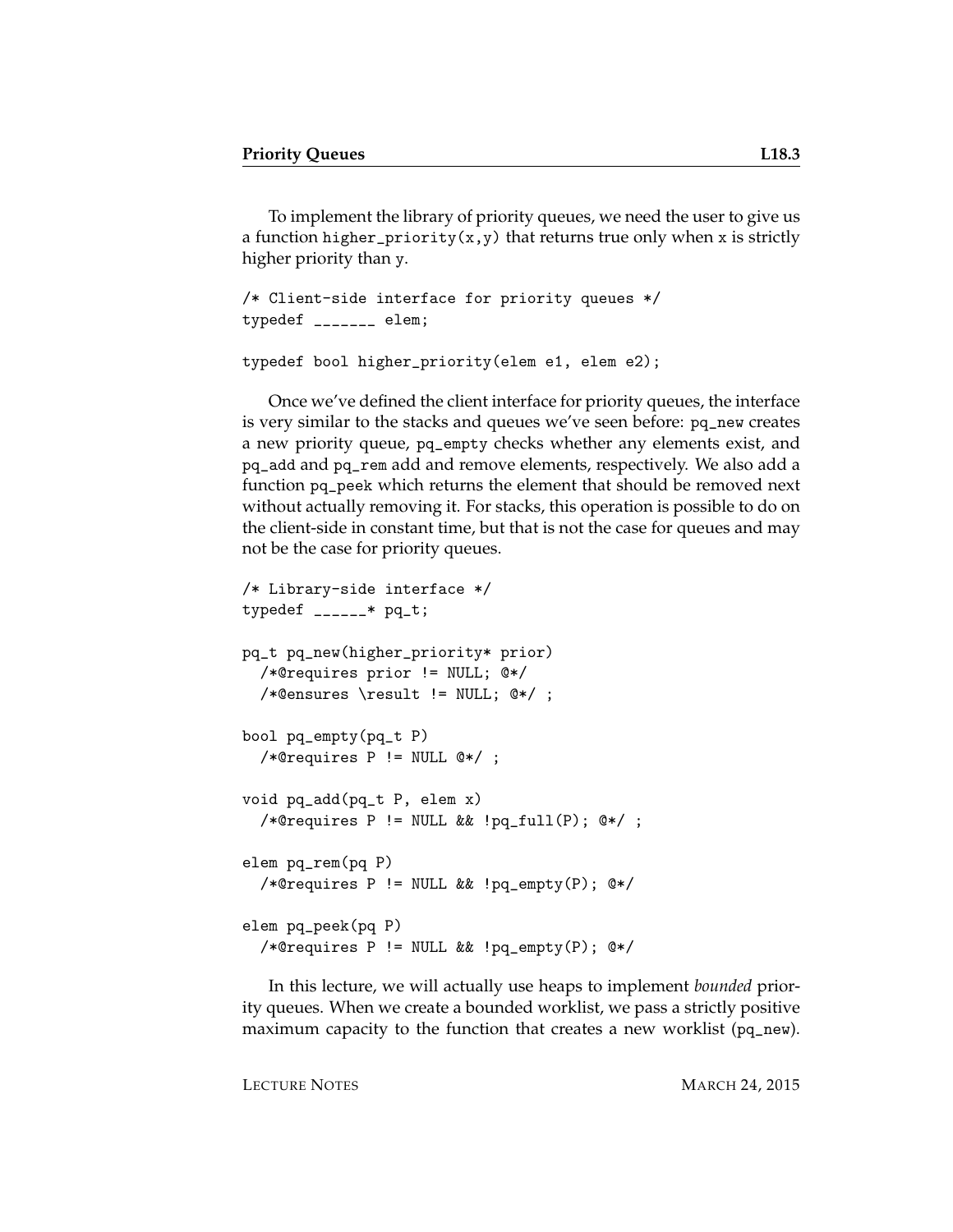To implement the library of priority queues, we need the user to give us a function `higher_priority(x,y)` that returns true only when `x` is strictly higher priority than `y`.

```
/* Client-side interface for priority queues */
typedef _______ elem;

typedef bool higher_priority(elem e1, elem e2);
```

Once we've defined the client interface for priority queues, the interface is very similar to the stacks and queues we've seen before: `pq_new` creates a new priority queue, `pq_empty` checks whether any elements exist, and `pq_add` and `pq_rem` add and remove elements, respectively. We also add a function `pq_peek` which returns the element that should be removed next without actually removing it. For stacks, this operation is possible to do on the client-side in constant time, but that is not the case for queues and may not be the case for priority queues.

```
/* Library-side interface */
typedef ______* pq_t;

pq_t pq_new(higher_priority* prior)
  /*@requires prior != NULL; @*/
  /*@ensures \result != NULL; @*/ ;

bool pq_empty(pq_t P)
  /*@requires P != NULL @*/ ;

void pq_add(pq_t P, elem x)
  /*@requires P != NULL && !pq_full(P); @*/ ;

elem pq_rem(pq P)
  /*@requires P != NULL && !pq_empty(P); @*/

elem pq_peek(pq P)
  /*@requires P != NULL && !pq_empty(P); @*/
```

In this lecture, we will actually use heaps to implement *bounded* priority queues. When we create a bounded worklist, we pass a strictly positive maximum capacity to the function that creates a new worklist (`pq_new`).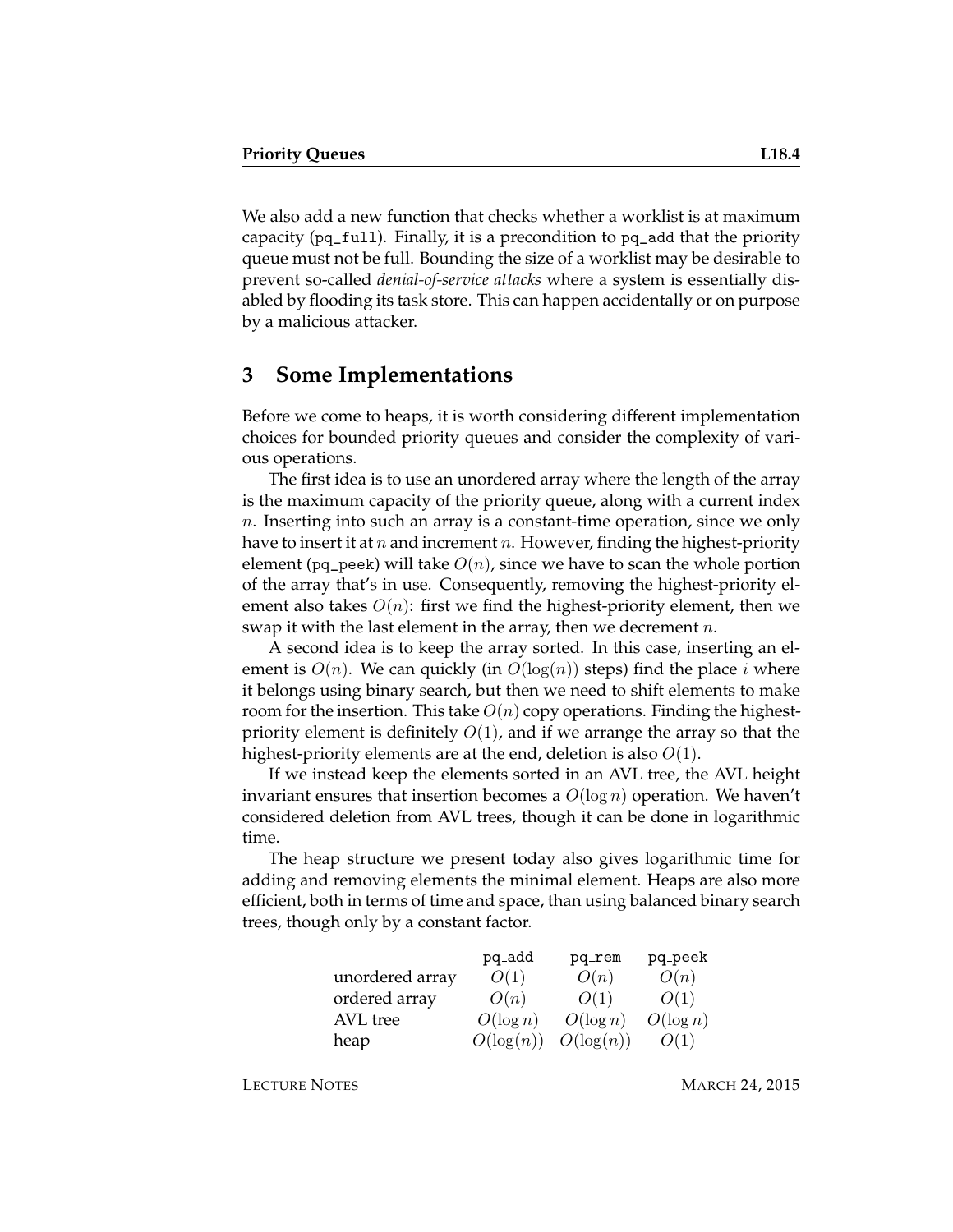We also add a new function that checks whether a worklist is at maximum capacity (`pq_full`). Finally, it is a precondition to `pq_add` that the priority queue must not be full. Bounding the size of a worklist may be desirable to prevent so-called *denial-of-service attacks* where a system is essentially disabled by flooding its task store. This can happen accidentally or on purpose by a malicious attacker.

## 3 Some Implementations

Before we come to heaps, it is worth considering different implementation choices for bounded priority queues and consider the complexity of various operations.

The first idea is to use an unordered array where the length of the array is the maximum capacity of the priority queue, along with a current index $n$. Inserting into such an array is a constant-time operation, since we only have to insert it at $n$ and increment $n$. However, finding the highest-priority element (`pq_peek`) will take $O(n)$, since we have to scan the whole portion of the array that's in use. Consequently, removing the highest-priority element also takes $O(n)$: first we find the highest-priority element, then we swap it with the last element in the array, then we decrement $n$.

A second idea is to keep the array sorted. In this case, inserting an element is $O(n)$. We can quickly (in $O(\log(n))$ steps) find the place $i$ where it belongs using binary search, but then we need to shift elements to make room for the insertion. This take $O(n)$ copy operations. Finding the highest-priority element is definitely $O(1)$, and if we arrange the array so that the highest-priority elements are at the end, deletion is also $O(1)$.

If we instead keep the elements sorted in an AVL tree, the AVL height invariant ensures that insertion becomes a $O(\log n)$ operation. We haven't considered deletion from AVL trees, though it can be done in logarithmic time.

The heap structure we present today also gives logarithmic time for adding and removing elements the minimal element. Heaps are also more efficient, both in terms of time and space, than using balanced binary search trees, though only by a constant factor.

| | pq_add | pq_rem | pq_peek |
|---|---|---|---|
| unordered array | $O(1)$ | $O(n)$ | $O(n)$ |
| ordered array | $O(n)$ | $O(1)$ | $O(1)$ |
| AVL tree | $O(\log n)$ | $O(\log n)$ | $O(\log n)$ |
| heap | $O(\log(n))$ | $O(\log(n))$ | $O(1)$ |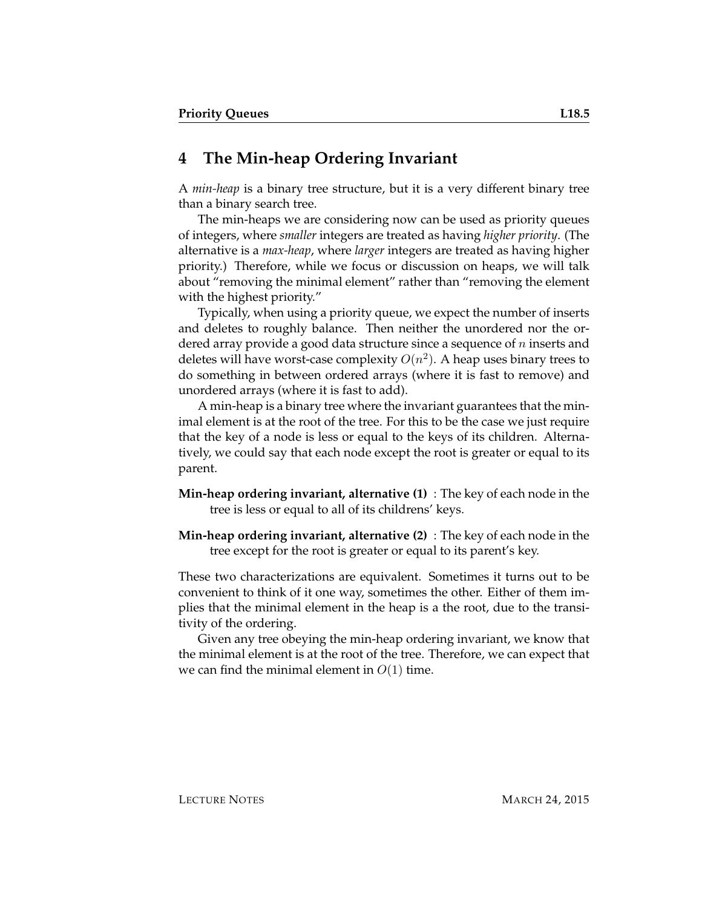## 4 The Min-heap Ordering Invariant

A *min-heap* is a binary tree structure, but it is a very different binary tree than a binary search tree.

The min-heaps we are considering now can be used as priority queues of integers, where *smaller* integers are treated as having *higher priority*. (The alternative is a *max-heap*, where *larger* integers are treated as having higher priority.) Therefore, while we focus or discussion on heaps, we will talk about "removing the minimal element" rather than "removing the element with the highest priority."

Typically, when using a priority queue, we expect the number of inserts and deletes to roughly balance. Then neither the unordered nor the ordered array provide a good data structure since a sequence of $n$ inserts and deletes will have worst-case complexity $O(n^2)$. A heap uses binary trees to do something in between ordered arrays (where it is fast to remove) and unordered arrays (where it is fast to add).

A min-heap is a binary tree where the invariant guarantees that the minimal element is at the root of the tree. For this to be the case we just require that the key of a node is less or equal to the keys of its children. Alternatively, we could say that each node except the root is greater or equal to its parent.

**Min-heap ordering invariant, alternative (1)** : The key of each node in the tree is less or equal to all of its childrens' keys.

**Min-heap ordering invariant, alternative (2)** : The key of each node in the tree except for the root is greater or equal to its parent's key.

These two characterizations are equivalent. Sometimes it turns out to be convenient to think of it one way, sometimes the other. Either of them implies that the minimal element in the heap is a the root, due to the transitivity of the ordering.

Given any tree obeying the min-heap ordering invariant, we know that the minimal element is at the root of the tree. Therefore, we can expect that we can find the minimal element in $O(1)$ time.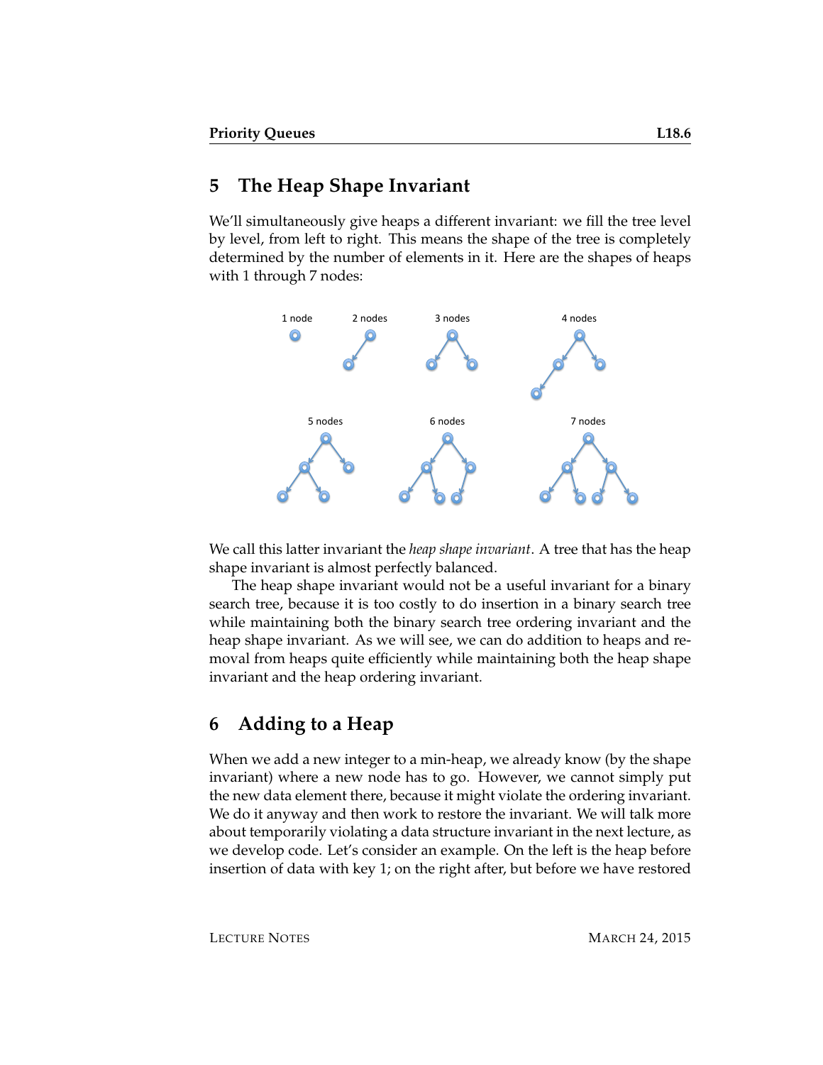## 5 The Heap Shape Invariant

We'll simultaneously give heaps a different invariant: we fill the tree level by level, from left to right. This means the shape of the tree is completely determined by the number of elements in it. Here are the shapes of heaps with 1 through 7 nodes:

We call this latter invariant the *heap shape invariant*. A tree that has the heap shape invariant is almost perfectly balanced.

The heap shape invariant would not be a useful invariant for a binary search tree, because it is too costly to do insertion in a binary search tree while maintaining both the binary search tree ordering invariant and the heap shape invariant. As we will see, we can do addition to heaps and removal from heaps quite efficiently while maintaining both the heap shape invariant and the heap ordering invariant.

## 6 Adding to a Heap

When we add a new integer to a min-heap, we already know (by the shape invariant) where a new node has to go. However, we cannot simply put the new data element there, because it might violate the ordering invariant. We do it anyway and then work to restore the invariant. We will talk more about temporarily violating a data structure invariant in the next lecture, as we develop code. Let's consider an example. On the left is the heap before insertion of data with key 1; on the right after, but before we have restored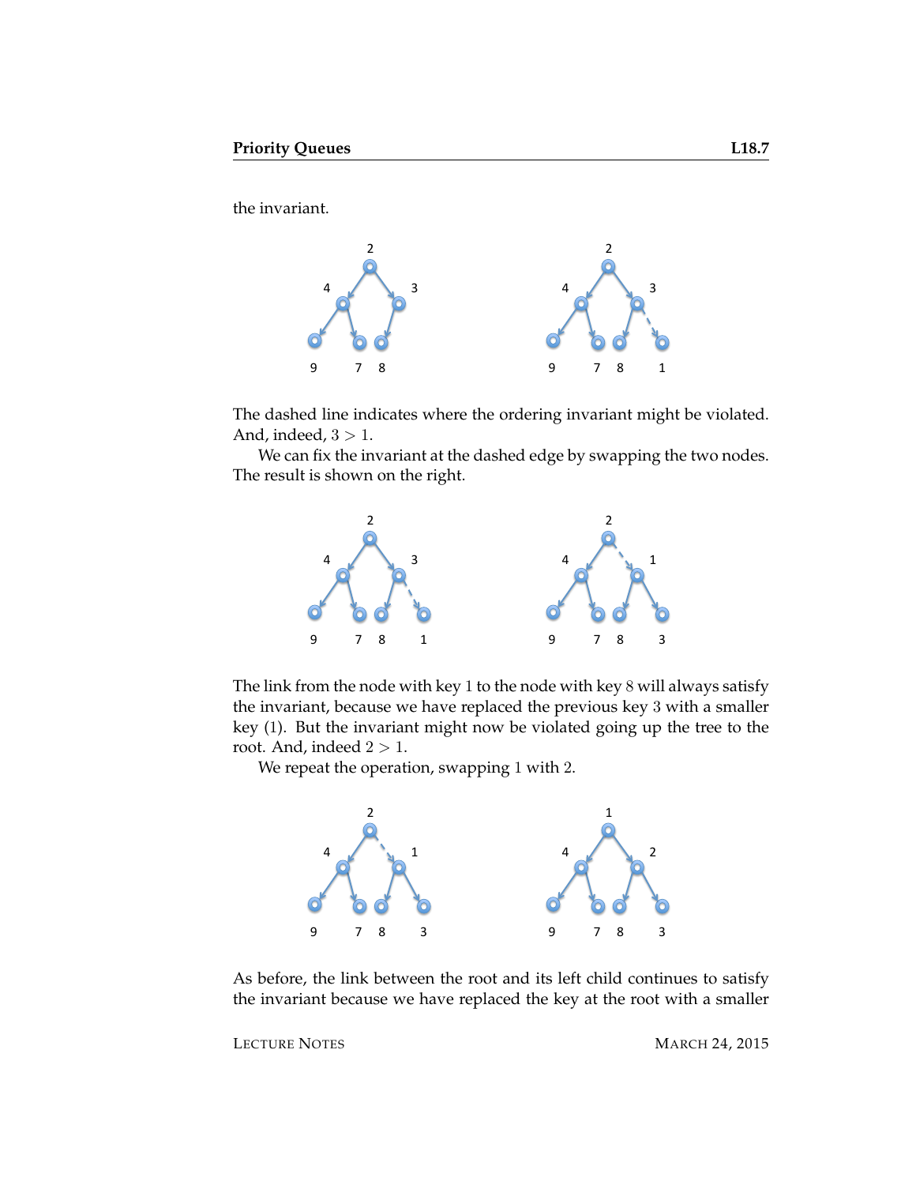the invariant.

The dashed line indicates where the ordering invariant might be violated. And, indeed, $3 > 1$.

We can fix the invariant at the dashed edge by swapping the two nodes. The result is shown on the right.

The link from the node with key $1$ to the node with key $8$ will always satisfy the invariant, because we have replaced the previous key $3$ with a smaller key ($1$). But the invariant might now be violated going up the tree to the root. And, indeed $2 > 1$.

We repeat the operation, swapping $1$ with $2$.

As before, the link between the root and its left child continues to satisfy the invariant because we have replaced the key at the root with a smaller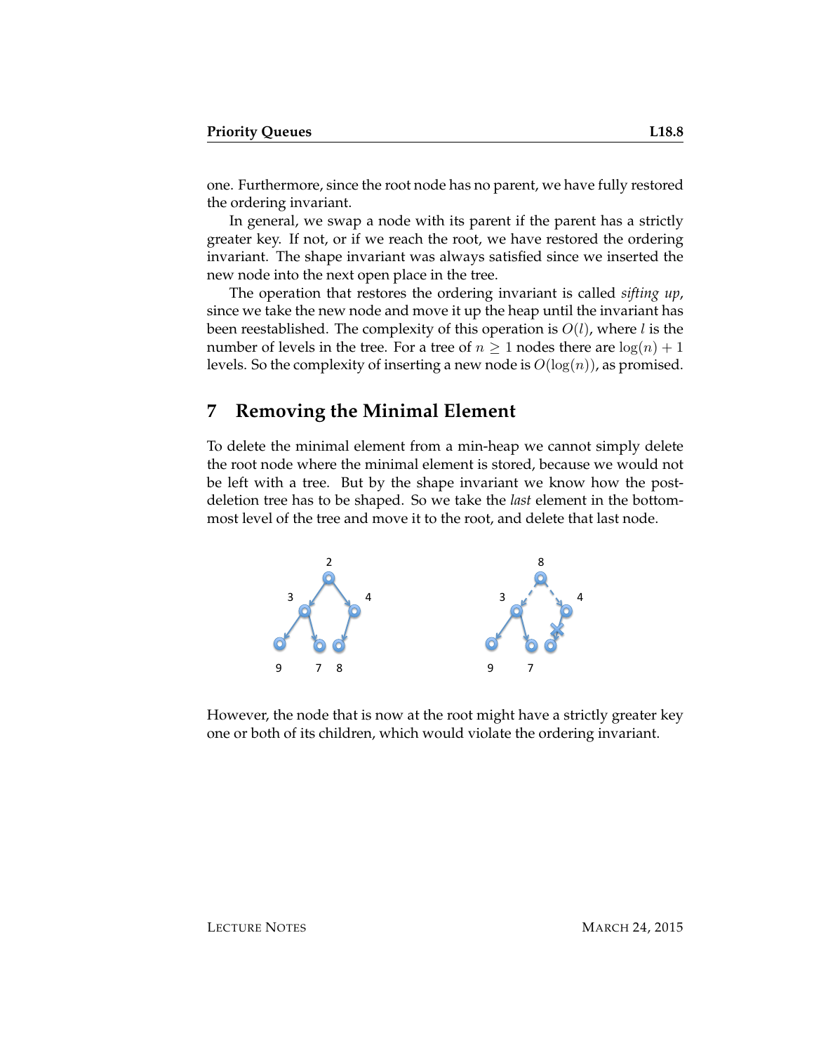one. Furthermore, since the root node has no parent, we have fully restored the ordering invariant.

In general, we swap a node with its parent if the parent has a strictly greater key. If not, or if we reach the root, we have restored the ordering invariant. The shape invariant was always satisfied since we inserted the new node into the next open place in the tree.

The operation that restores the ordering invariant is called *sifting up*, since we take the new node and move it up the heap until the invariant has been reestablished. The complexity of this operation is $O(l)$, where $l$ is the number of levels in the tree. For a tree of $n \geq 1$ nodes there are $\log(n) + 1$ levels. So the complexity of inserting a new node is $O(\log(n))$, as promised.

## 7 Removing the Minimal Element

To delete the minimal element from a min-heap we cannot simply delete the root node where the minimal element is stored, because we would not be left with a tree. But by the shape invariant we know how the post-deletion tree has to be shaped. So we take the *last* element in the bottom-most level of the tree and move it to the root, and delete that last node.

However, the node that is now at the root might have a strictly greater key one or both of its children, which would violate the ordering invariant.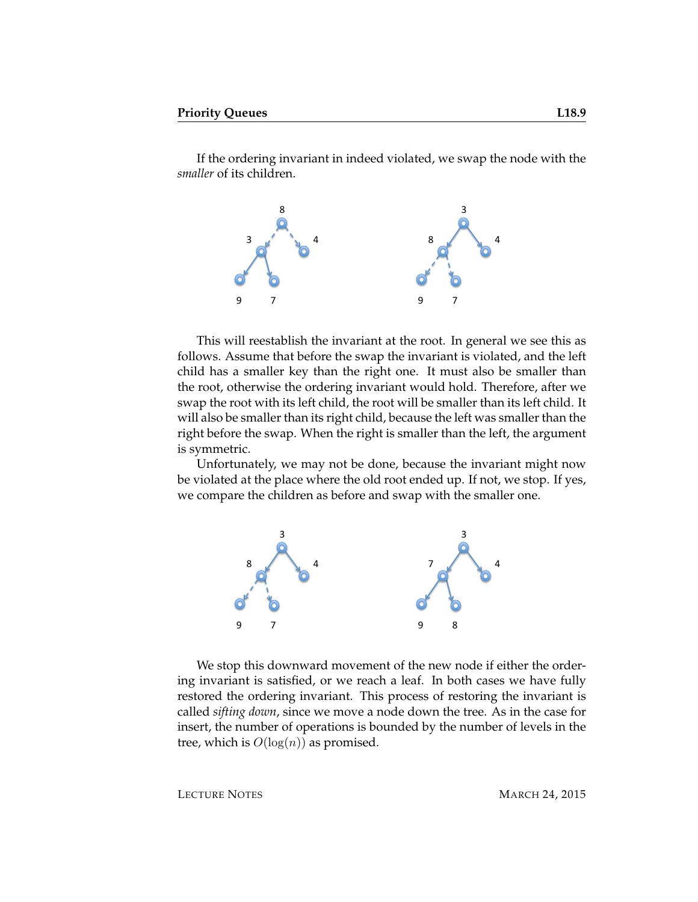If the ordering invariant in indeed violated, we swap the node with the *smaller* of its children.

This will reestablish the invariant at the root. In general we see this as follows. Assume that before the swap the invariant is violated, and the left child has a smaller key than the right one. It must also be smaller than the root, otherwise the ordering invariant would hold. Therefore, after we swap the root with its left child, the root will be smaller than its left child. It will also be smaller than its right child, because the left was smaller than the right before the swap. When the right is smaller than the left, the argument is symmetric.

Unfortunately, we may not be done, because the invariant might now be violated at the place where the old root ended up. If not, we stop. If yes, we compare the children as before and swap with the smaller one.

We stop this downward movement of the new node if either the ordering invariant is satisfied, or we reach a leaf. In both cases we have fully restored the ordering invariant. This process of restoring the invariant is called *sifting down*, since we move a node down the tree. As in the case for insert, the number of operations is bounded by the number of levels in the tree, which is $O(\log(n))$ as promised.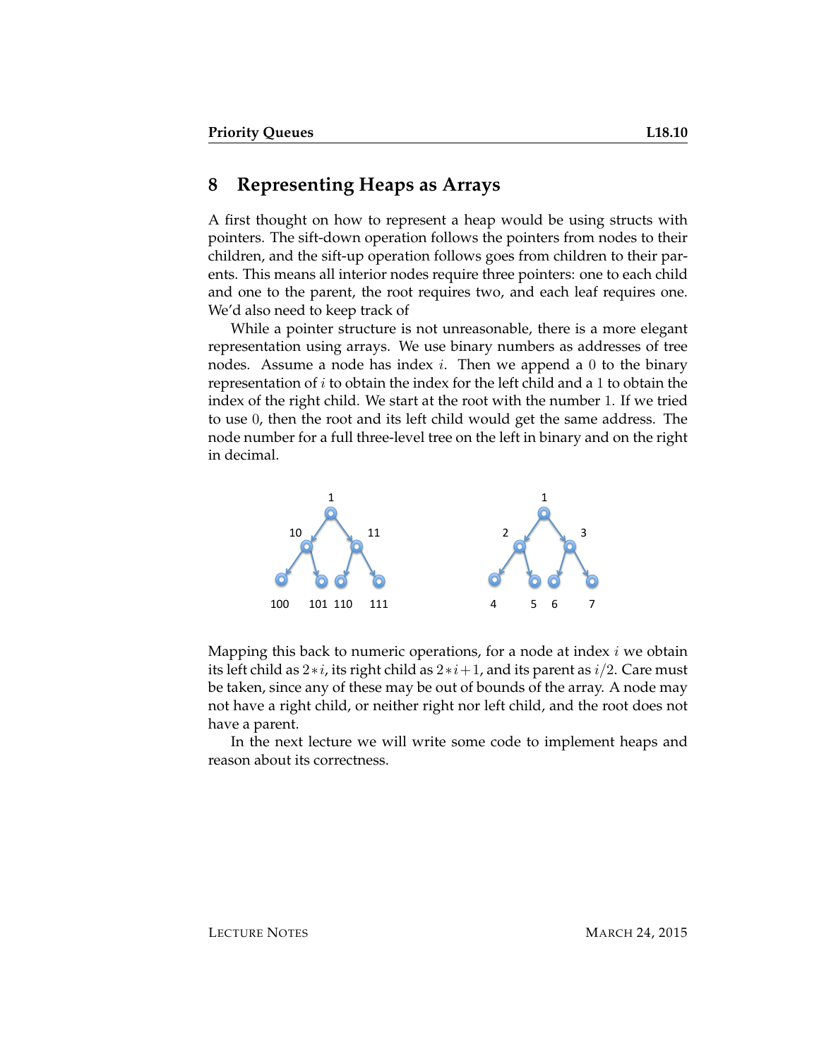## 8 Representing Heaps as Arrays

A first thought on how to represent a heap would be using structs with pointers. The sift-down operation follows the pointers from nodes to their children, and the sift-up operation follows goes from children to their parents. This means all interior nodes require three pointers: one to each child and one to the parent, the root requires two, and each leaf requires one. We'd also need to keep track of

While a pointer structure is not unreasonable, there is a more elegant representation using arrays. We use binary numbers as addresses of tree nodes. Assume a node has index $i$. Then we append a $0$ to the binary representation of $i$ to obtain the index for the left child and a $1$ to obtain the index of the right child. We start at the root with the number $1$. If we tried to use $0$, then the root and its left child would get the same address. The node number for a full three-level tree on the left in binary and on the right in decimal.

Mapping this back to numeric operations, for a node at index $i$ we obtain its left child as $2*i$, its right child as $2*i+1$, and its parent as $i/2$. Care must be taken, since any of these may be out of bounds of the array. A node may not have a right child, or neither right nor left child, and the root does not have a parent.

In the next lecture we will write some code to implement heaps and reason about its correctness.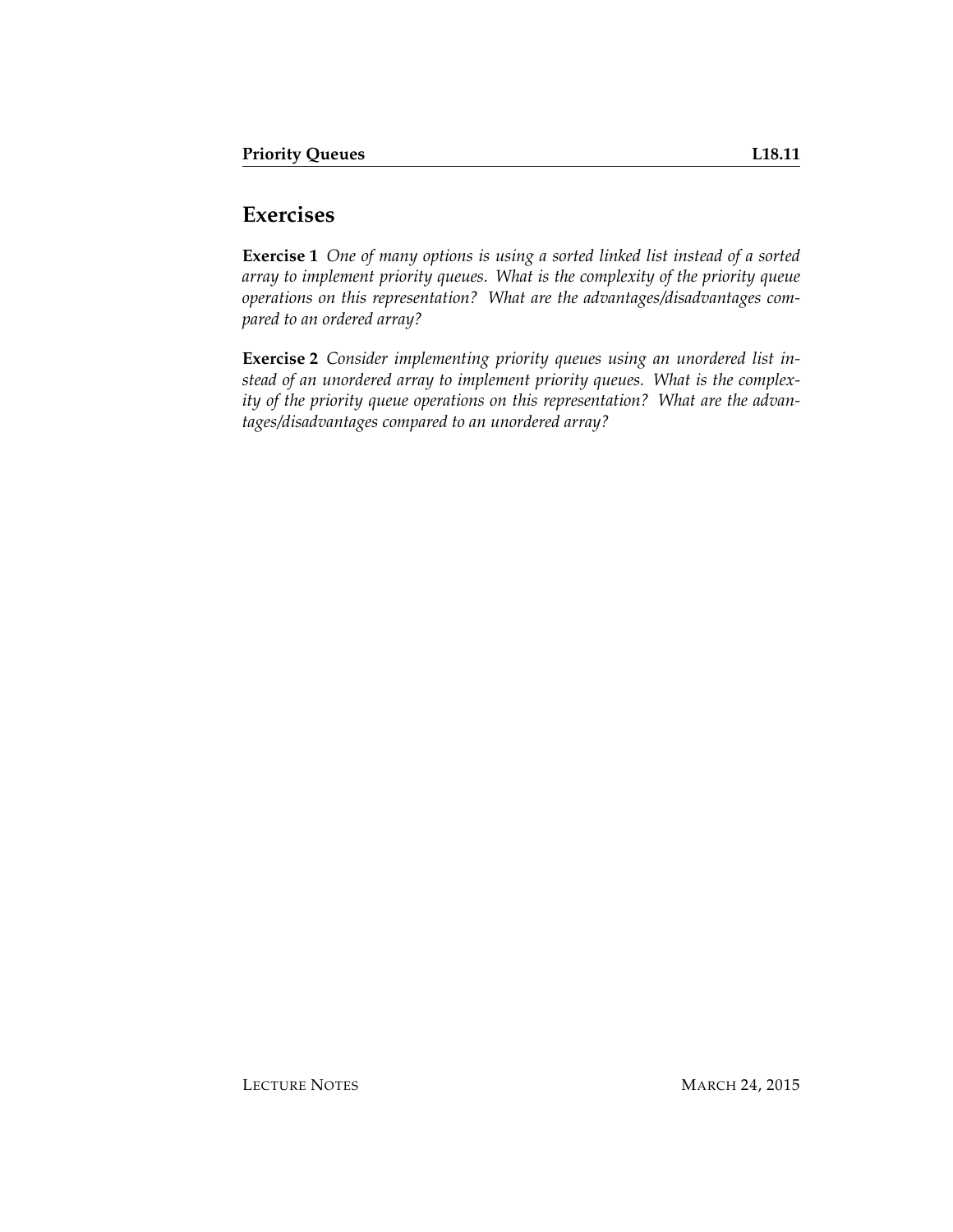## Exercises

**Exercise 1** *One of many options is using a sorted linked list instead of a sorted array to implement priority queues. What is the complexity of the priority queue operations on this representation? What are the advantages/disadvantages compared to an ordered array?*

**Exercise 2** *Consider implementing priority queues using an unordered list instead of an unordered array to implement priority queues. What is the complexity of the priority queue operations on this representation? What are the advantages/disadvantages compared to an unordered array?*